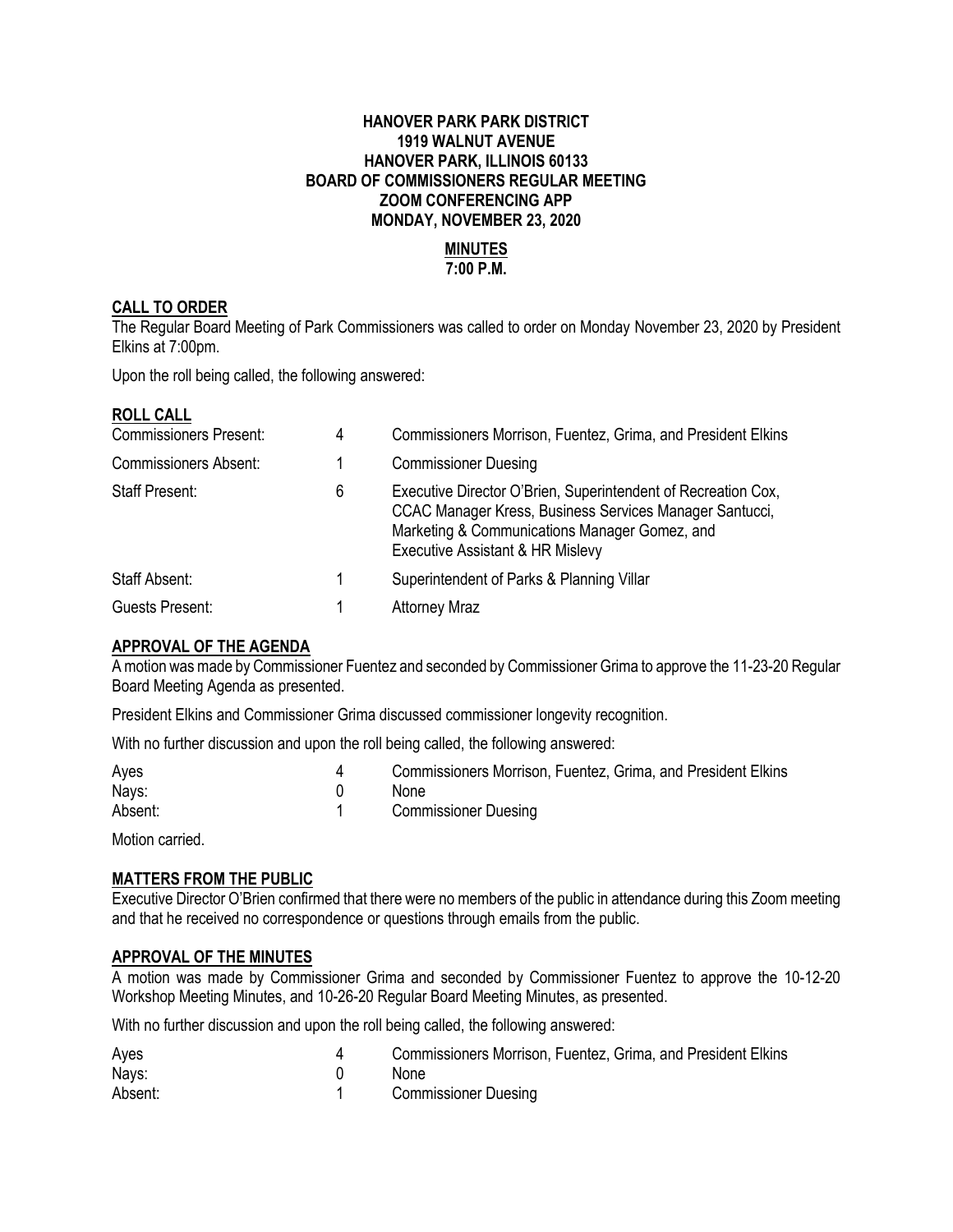**HANOVER PARK PARK DISTRICT**
**1919 WALNUT AVENUE**
**HANOVER PARK, ILLINOIS 60133**
**BOARD OF COMMISSIONERS REGULAR MEETING**
**ZOOM CONFERENCING APP**
**MONDAY, NOVEMBER 23, 2020**

**MINUTES**
**7:00 P.M.**

## CALL TO ORDER

The Regular Board Meeting of Park Commissioners was called to order on Monday November 23, 2020 by President Elkins at 7:00pm.

Upon the roll being called, the following answered:

## ROLL CALL

| | | |
|---|---|---|
| Commissioners Present: | 4 | Commissioners Morrison, Fuentez, Grima, and President Elkins |
| Commissioners Absent: | 1 | Commissioner Duesing |
| Staff Present: | 6 | Executive Director O'Brien, Superintendent of Recreation Cox, CCAC Manager Kress, Business Services Manager Santucci, Marketing & Communications Manager Gomez, and Executive Assistant & HR Mislevy |
| Staff Absent: | 1 | Superintendent of Parks & Planning Villar |
| Guests Present: | 1 | Attorney Mraz |

## APPROVAL OF THE AGENDA

A motion was made by Commissioner Fuentez and seconded by Commissioner Grima to approve the 11-23-20 Regular Board Meeting Agenda as presented.

President Elkins and Commissioner Grima discussed commissioner longevity recognition.

With no further discussion and upon the roll being called, the following answered:

| | | |
|---|---|---|
| Ayes | 4 | Commissioners Morrison, Fuentez, Grima, and President Elkins |
| Nays: | 0 | None |
| Absent: | 1 | Commissioner Duesing |

Motion carried.

## MATTERS FROM THE PUBLIC

Executive Director O'Brien confirmed that there were no members of the public in attendance during this Zoom meeting and that he received no correspondence or questions through emails from the public.

## APPROVAL OF THE MINUTES

A motion was made by Commissioner Grima and seconded by Commissioner Fuentez to approve the 10-12-20 Workshop Meeting Minutes, and 10-26-20 Regular Board Meeting Minutes, as presented.

With no further discussion and upon the roll being called, the following answered:

| | | |
|---|---|---|
| Ayes | 4 | Commissioners Morrison, Fuentez, Grima, and President Elkins |
| Nays: | 0 | None |
| Absent: | 1 | Commissioner Duesing |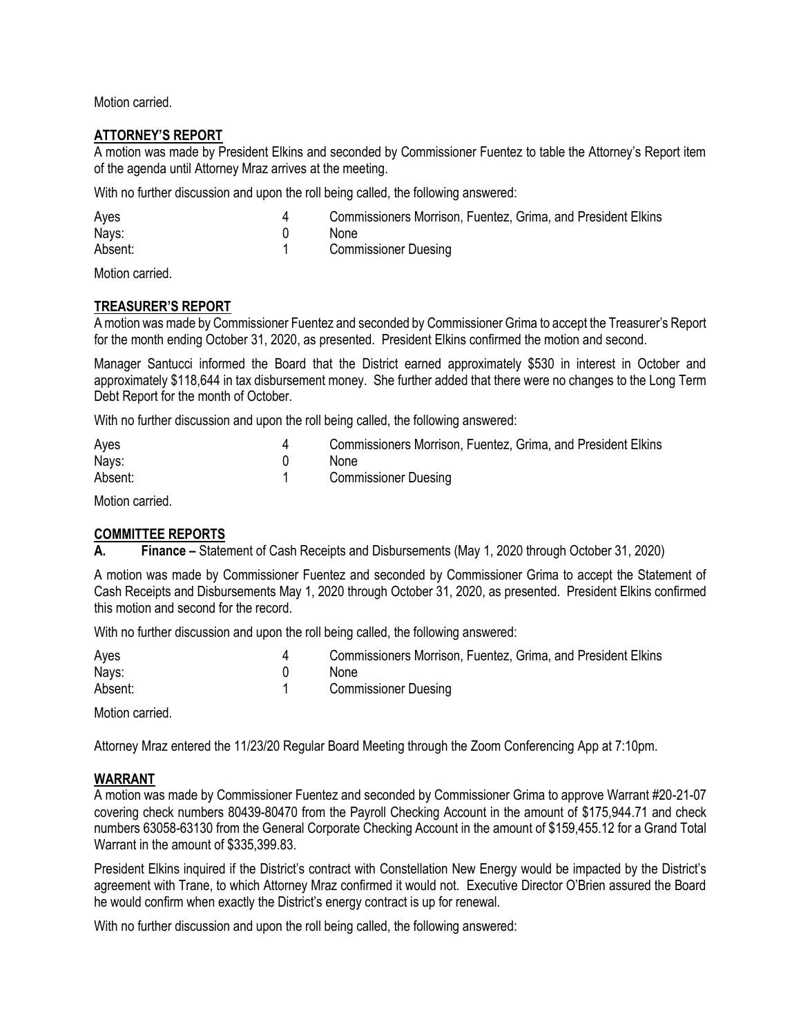Motion carried.

## ATTORNEY'S REPORT

A motion was made by President Elkins and seconded by Commissioner Fuentez to table the Attorney's Report item of the agenda until Attorney Mraz arrives at the meeting.

With no further discussion and upon the roll being called, the following answered:

| | | |
|---|---|---|
| Ayes | 4 | Commissioners Morrison, Fuentez, Grima, and President Elkins |
| Nays: | 0 | None |
| Absent: | 1 | Commissioner Duesing |

Motion carried.

## TREASURER'S REPORT

A motion was made by Commissioner Fuentez and seconded by Commissioner Grima to accept the Treasurer's Report for the month ending October 31, 2020, as presented. President Elkins confirmed the motion and second.

Manager Santucci informed the Board that the District earned approximately $530 in interest in October and approximately $118,644 in tax disbursement money. She further added that there were no changes to the Long Term Debt Report for the month of October.

With no further discussion and upon the roll being called, the following answered:

| | | |
|---|---|---|
| Ayes | 4 | Commissioners Morrison, Fuentez, Grima, and President Elkins |
| Nays: | 0 | None |
| Absent: | 1 | Commissioner Duesing |

Motion carried.

## COMMITTEE REPORTS

**A. Finance –** Statement of Cash Receipts and Disbursements (May 1, 2020 through October 31, 2020)

A motion was made by Commissioner Fuentez and seconded by Commissioner Grima to accept the Statement of Cash Receipts and Disbursements May 1, 2020 through October 31, 2020, as presented. President Elkins confirmed this motion and second for the record.

With no further discussion and upon the roll being called, the following answered:

| | | |
|---|---|---|
| Ayes | 4 | Commissioners Morrison, Fuentez, Grima, and President Elkins |
| Nays: | 0 | None |
| Absent: | 1 | Commissioner Duesing |

Motion carried.

Attorney Mraz entered the 11/23/20 Regular Board Meeting through the Zoom Conferencing App at 7:10pm.

## WARRANT

A motion was made by Commissioner Fuentez and seconded by Commissioner Grima to approve Warrant #20-21-07 covering check numbers 80439-80470 from the Payroll Checking Account in the amount of $175,944.71 and check numbers 63058-63130 from the General Corporate Checking Account in the amount of $159,455.12 for a Grand Total Warrant in the amount of $335,399.83.

President Elkins inquired if the District's contract with Constellation New Energy would be impacted by the District's agreement with Trane, to which Attorney Mraz confirmed it would not. Executive Director O'Brien assured the Board he would confirm when exactly the District's energy contract is up for renewal.

With no further discussion and upon the roll being called, the following answered: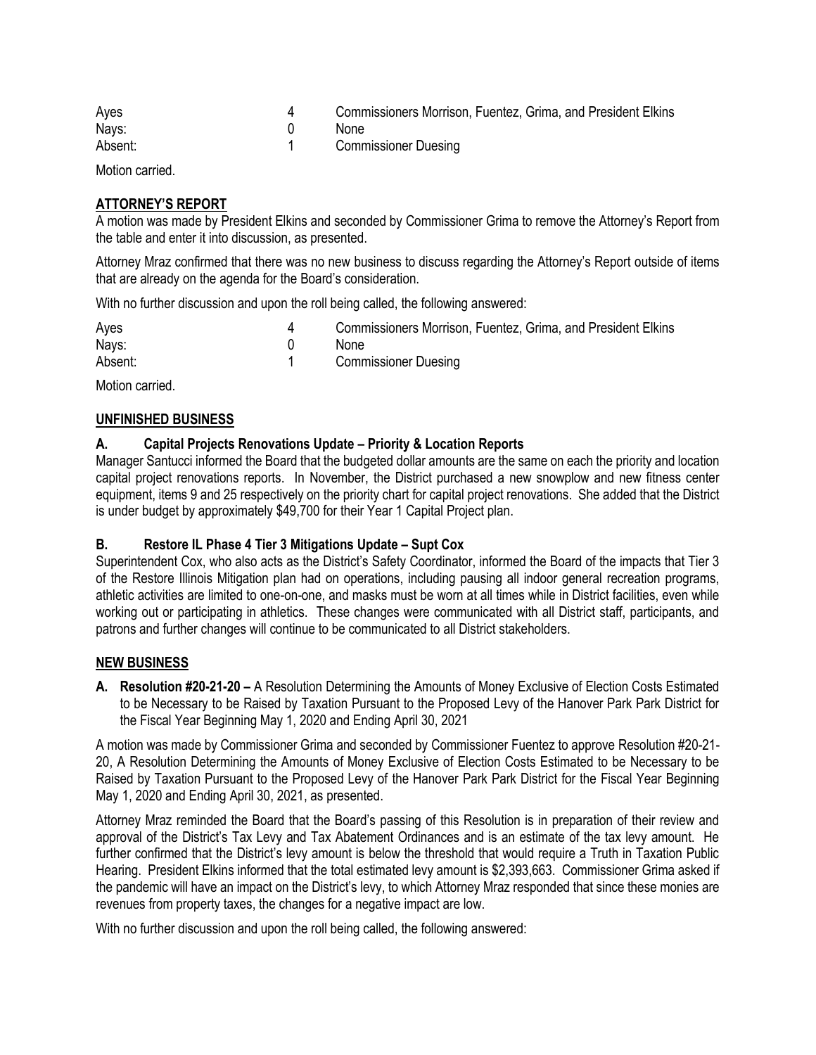| Ayes | 4 | Commissioners Morrison, Fuentez, Grima, and President Elkins |
|---|---|---|
| Nays: | 0 | None |
| Absent: | 1 | Commissioner Duesing |

Motion carried.

## ATTORNEY'S REPORT

A motion was made by President Elkins and seconded by Commissioner Grima to remove the Attorney's Report from the table and enter it into discussion, as presented.

Attorney Mraz confirmed that there was no new business to discuss regarding the Attorney's Report outside of items that are already on the agenda for the Board's consideration.

With no further discussion and upon the roll being called, the following answered:

| Ayes | 4 | Commissioners Morrison, Fuentez, Grima, and President Elkins |
|---|---|---|
| Nays: | 0 | None |
| Absent: | 1 | Commissioner Duesing |

Motion carried.

## UNFINISHED BUSINESS

### A. Capital Projects Renovations Update – Priority & Location Reports

Manager Santucci informed the Board that the budgeted dollar amounts are the same on each the priority and location capital project renovations reports. In November, the District purchased a new snowplow and new fitness center equipment, items 9 and 25 respectively on the priority chart for capital project renovations. She added that the District is under budget by approximately $49,700 for their Year 1 Capital Project plan.

### B. Restore IL Phase 4 Tier 3 Mitigations Update – Supt Cox

Superintendent Cox, who also acts as the District's Safety Coordinator, informed the Board of the impacts that Tier 3 of the Restore Illinois Mitigation plan had on operations, including pausing all indoor general recreation programs, athletic activities are limited to one-on-one, and masks must be worn at all times while in District facilities, even while working out or participating in athletics. These changes were communicated with all District staff, participants, and patrons and further changes will continue to be communicated to all District stakeholders.

## NEW BUSINESS

**A. Resolution #20-21-20 –** A Resolution Determining the Amounts of Money Exclusive of Election Costs Estimated to be Necessary to be Raised by Taxation Pursuant to the Proposed Levy of the Hanover Park Park District for the Fiscal Year Beginning May 1, 2020 and Ending April 30, 2021

A motion was made by Commissioner Grima and seconded by Commissioner Fuentez to approve Resolution #20-21-20, A Resolution Determining the Amounts of Money Exclusive of Election Costs Estimated to be Necessary to be Raised by Taxation Pursuant to the Proposed Levy of the Hanover Park Park District for the Fiscal Year Beginning May 1, 2020 and Ending April 30, 2021, as presented.

Attorney Mraz reminded the Board that the Board's passing of this Resolution is in preparation of their review and approval of the District's Tax Levy and Tax Abatement Ordinances and is an estimate of the tax levy amount. He further confirmed that the District's levy amount is below the threshold that would require a Truth in Taxation Public Hearing. President Elkins informed that the total estimated levy amount is $2,393,663. Commissioner Grima asked if the pandemic will have an impact on the District's levy, to which Attorney Mraz responded that since these monies are revenues from property taxes, the changes for a negative impact are low.

With no further discussion and upon the roll being called, the following answered: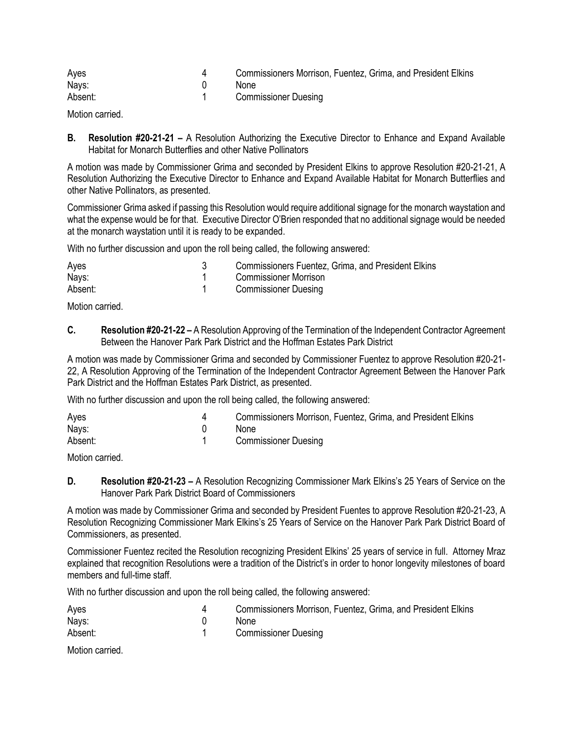| | | |
|---|---|---|
| Ayes | 4 | Commissioners Morrison, Fuentez, Grima, and President Elkins |
| Nays: | 0 | None |
| Absent: | 1 | Commissioner Duesing |

Motion carried.

**B. Resolution #20-21-21 –** A Resolution Authorizing the Executive Director to Enhance and Expand Available Habitat for Monarch Butterflies and other Native Pollinators

A motion was made by Commissioner Grima and seconded by President Elkins to approve Resolution #20-21-21, A Resolution Authorizing the Executive Director to Enhance and Expand Available Habitat for Monarch Butterflies and other Native Pollinators, as presented.

Commissioner Grima asked if passing this Resolution would require additional signage for the monarch waystation and what the expense would be for that. Executive Director O'Brien responded that no additional signage would be needed at the monarch waystation until it is ready to be expanded.

With no further discussion and upon the roll being called, the following answered:

| | | |
|---|---|---|
| Ayes | 3 | Commissioners Fuentez, Grima, and President Elkins |
| Nays: | 1 | Commissioner Morrison |
| Absent: | 1 | Commissioner Duesing |

Motion carried.

**C. Resolution #20-21-22 –** A Resolution Approving of the Termination of the Independent Contractor Agreement Between the Hanover Park Park District and the Hoffman Estates Park District

A motion was made by Commissioner Grima and seconded by Commissioner Fuentez to approve Resolution #20-21-22, A Resolution Approving of the Termination of the Independent Contractor Agreement Between the Hanover Park Park District and the Hoffman Estates Park District, as presented.

With no further discussion and upon the roll being called, the following answered:

| | | |
|---|---|---|
| Ayes | 4 | Commissioners Morrison, Fuentez, Grima, and President Elkins |
| Nays: | 0 | None |
| Absent: | 1 | Commissioner Duesing |

Motion carried.

**D. Resolution #20-21-23 –** A Resolution Recognizing Commissioner Mark Elkins's 25 Years of Service on the Hanover Park Park District Board of Commissioners

A motion was made by Commissioner Grima and seconded by President Fuentes to approve Resolution #20-21-23, A Resolution Recognizing Commissioner Mark Elkins's 25 Years of Service on the Hanover Park Park District Board of Commissioners, as presented.

Commissioner Fuentez recited the Resolution recognizing President Elkins' 25 years of service in full. Attorney Mraz explained that recognition Resolutions were a tradition of the District's in order to honor longevity milestones of board members and full-time staff.

With no further discussion and upon the roll being called, the following answered:

| | | |
|---|---|---|
| Ayes | 4 | Commissioners Morrison, Fuentez, Grima, and President Elkins |
| Nays: | 0 | None |
| Absent: | 1 | Commissioner Duesing |

Motion carried.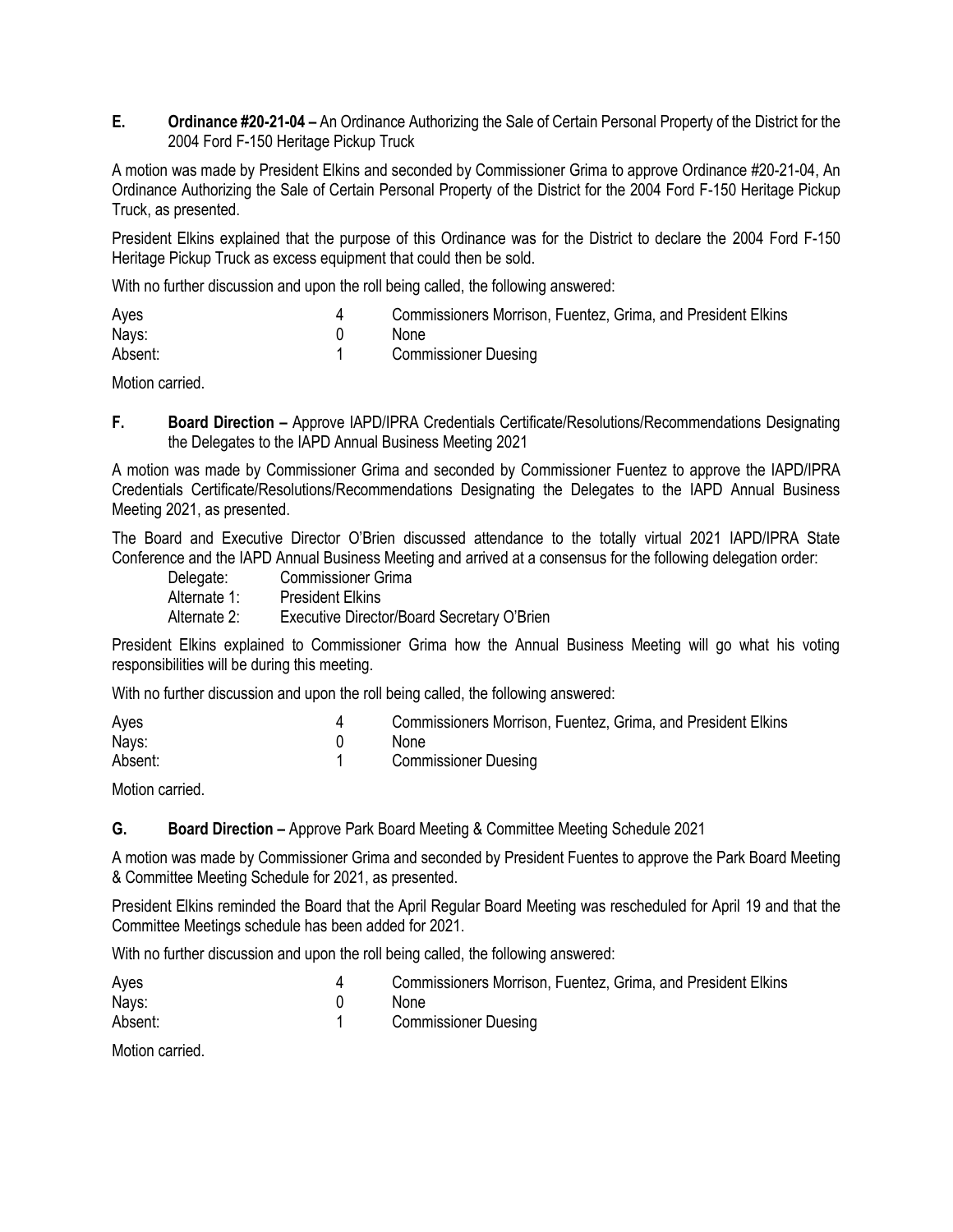**E. Ordinance #20-21-04 –** An Ordinance Authorizing the Sale of Certain Personal Property of the District for the 2004 Ford F-150 Heritage Pickup Truck

A motion was made by President Elkins and seconded by Commissioner Grima to approve Ordinance #20-21-04, An Ordinance Authorizing the Sale of Certain Personal Property of the District for the 2004 Ford F-150 Heritage Pickup Truck, as presented.

President Elkins explained that the purpose of this Ordinance was for the District to declare the 2004 Ford F-150 Heritage Pickup Truck as excess equipment that could then be sold.

With no further discussion and upon the roll being called, the following answered:

| | | |
|---|---|---|
| Ayes | 4 | Commissioners Morrison, Fuentez, Grima, and President Elkins |
| Nays: | 0 | None |
| Absent: | 1 | Commissioner Duesing |

Motion carried.

**F. Board Direction –** Approve IAPD/IPRA Credentials Certificate/Resolutions/Recommendations Designating the Delegates to the IAPD Annual Business Meeting 2021

A motion was made by Commissioner Grima and seconded by Commissioner Fuentez to approve the IAPD/IPRA Credentials Certificate/Resolutions/Recommendations Designating the Delegates to the IAPD Annual Business Meeting 2021, as presented.

The Board and Executive Director O'Brien discussed attendance to the totally virtual 2021 IAPD/IPRA State Conference and the IAPD Annual Business Meeting and arrived at a consensus for the following delegation order:

| | |
|---|---|
| Delegate: | Commissioner Grima |
| Alternate 1: | President Elkins |
| Alternate 2: | Executive Director/Board Secretary O'Brien |

President Elkins explained to Commissioner Grima how the Annual Business Meeting will go what his voting responsibilities will be during this meeting.

With no further discussion and upon the roll being called, the following answered:

| | | |
|---|---|---|
| Ayes | 4 | Commissioners Morrison, Fuentez, Grima, and President Elkins |
| Nays: | 0 | None |
| Absent: | 1 | Commissioner Duesing |

Motion carried.

**G. Board Direction –** Approve Park Board Meeting & Committee Meeting Schedule 2021

A motion was made by Commissioner Grima and seconded by President Fuentes to approve the Park Board Meeting & Committee Meeting Schedule for 2021, as presented.

President Elkins reminded the Board that the April Regular Board Meeting was rescheduled for April 19 and that the Committee Meetings schedule has been added for 2021.

With no further discussion and upon the roll being called, the following answered:

| | | |
|---|---|---|
| Ayes | 4 | Commissioners Morrison, Fuentez, Grima, and President Elkins |
| Nays: | 0 | None |
| Absent: | 1 | Commissioner Duesing |

Motion carried.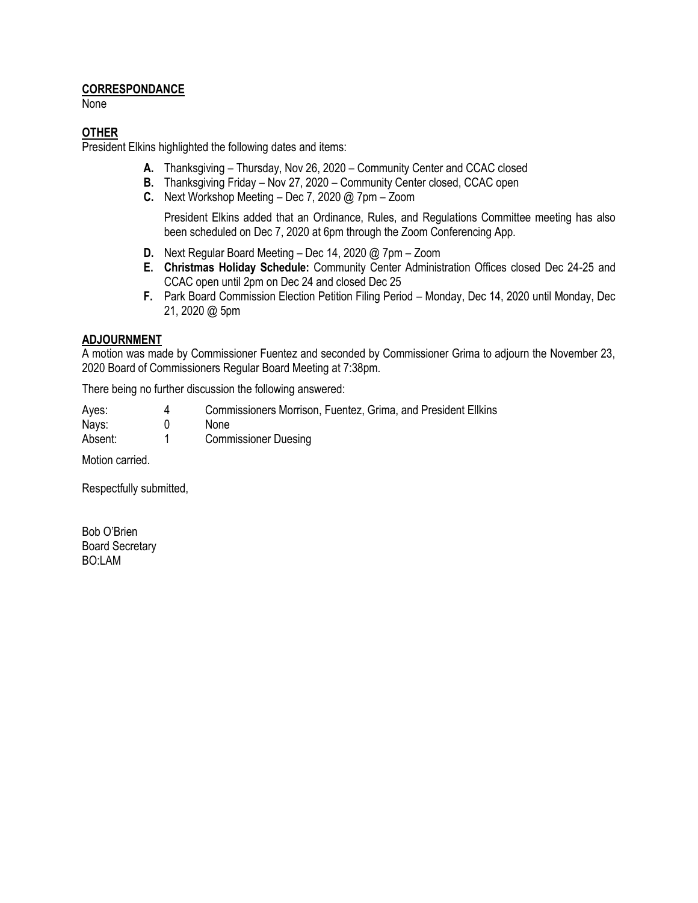## **CORRESPONDANCE**

None

## **OTHER**

President Elkins highlighted the following dates and items:

- **A.** Thanksgiving – Thursday, Nov 26, 2020 – Community Center and CCAC closed
- **B.** Thanksgiving Friday – Nov 27, 2020 – Community Center closed, CCAC open
- **C.** Next Workshop Meeting – Dec 7, 2020 @ 7pm – Zoom

  President Elkins added that an Ordinance, Rules, and Regulations Committee meeting has also been scheduled on Dec 7, 2020 at 6pm through the Zoom Conferencing App.

- **D.** Next Regular Board Meeting – Dec 14, 2020 @ 7pm – Zoom
- **E.** **Christmas Holiday Schedule:** Community Center Administration Offices closed Dec 24-25 and CCAC open until 2pm on Dec 24 and closed Dec 25
- **F.** Park Board Commission Election Petition Filing Period – Monday, Dec 14, 2020 until Monday, Dec 21, 2020 @ 5pm

## **ADJOURNMENT**

A motion was made by Commissioner Fuentez and seconded by Commissioner Grima to adjourn the November 23, 2020 Board of Commissioners Regular Board Meeting at 7:38pm.

There being no further discussion the following answered:

| | | |
|---|---|---|
| Ayes: | 4 | Commissioners Morrison, Fuentez, Grima, and President Ellkins |
| Nays: | 0 | None |
| Absent: | 1 | Commissioner Duesing |

Motion carried.

Respectfully submitted,

Bob O'Brien
Board Secretary
BO:LAM